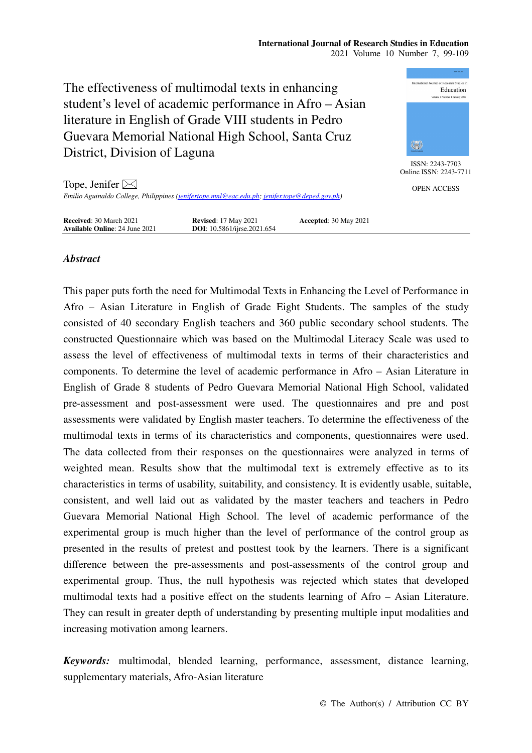# The effectiveness of multimodal texts in enhancing student's level of academic performance in Afro – Asian literature in English of Grade VIII students in Pedro Guevara Memorial National High School, Santa Cruz District, Division of Laguna

ISSN: 2243-7703
Online ISSN: 2243-7711

OPEN ACCESS

Tope, Jenifer

*Emilio Aguinaldo College, Philippines (jenifertope.mnl@eac.edu.ph; jenifer.tope@deped.gov.ph)*

| | | |
|---|---|---|
| **Received**: 30 March 2021 | **Revised**: 17 May 2021 | **Accepted**: 30 May 2021 |
| **Available Online**: 24 June 2021 | **DOI**: 10.5861/ijrse.2021.654 | |

## *Abstract*

This paper puts forth the need for Multimodal Texts in Enhancing the Level of Performance in Afro – Asian Literature in English of Grade Eight Students. The samples of the study consisted of 40 secondary English teachers and 360 public secondary school students. The constructed Questionnaire which was based on the Multimodal Literacy Scale was used to assess the level of effectiveness of multimodal texts in terms of their characteristics and components. To determine the level of academic performance in Afro – Asian Literature in English of Grade 8 students of Pedro Guevara Memorial National High School, validated pre-assessment and post-assessment were used. The questionnaires and pre and post assessments were validated by English master teachers. To determine the effectiveness of the multimodal texts in terms of its characteristics and components, questionnaires were used. The data collected from their responses on the questionnaires were analyzed in terms of weighted mean. Results show that the multimodal text is extremely effective as to its characteristics in terms of usability, suitability, and consistency. It is evidently usable, suitable, consistent, and well laid out as validated by the master teachers and teachers in Pedro Guevara Memorial National High School. The level of academic performance of the experimental group is much higher than the level of performance of the control group as presented in the results of pretest and posttest took by the learners. There is a significant difference between the pre-assessments and post-assessments of the control group and experimental group. Thus, the null hypothesis was rejected which states that developed multimodal texts had a positive effect on the students learning of Afro – Asian Literature. They can result in greater depth of understanding by presenting multiple input modalities and increasing motivation among learners.

***Keywords:*** multimodal, blended learning, performance, assessment, distance learning, supplementary materials, Afro-Asian literature

© The Author(s) / Attribution CC BY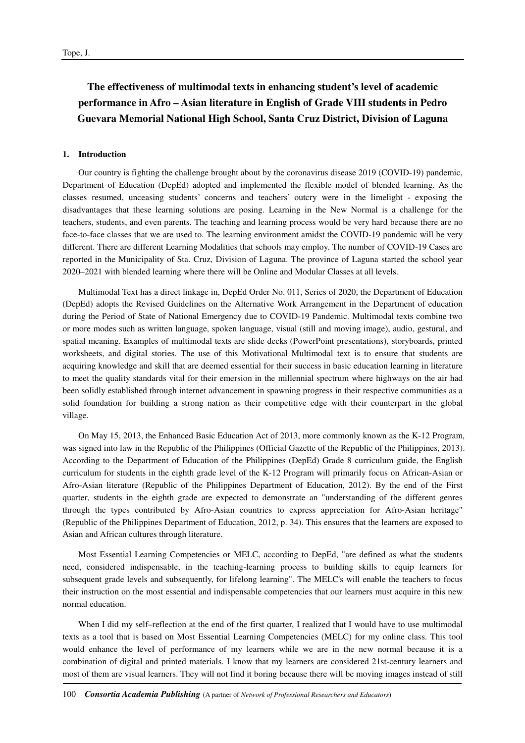# The effectiveness of multimodal texts in enhancing student's level of academic performance in Afro – Asian literature in English of Grade VIII students in Pedro Guevara Memorial National High School, Santa Cruz District, Division of Laguna

## 1. Introduction

Our country is fighting the challenge brought about by the coronavirus disease 2019 (COVID-19) pandemic, Department of Education (DepEd) adopted and implemented the flexible model of blended learning. As the classes resumed, unceasing students' concerns and teachers' outcry were in the limelight - exposing the disadvantages that these learning solutions are posing. Learning in the New Normal is a challenge for the teachers, students, and even parents. The teaching and learning process would be very hard because there are no face-to-face classes that we are used to. The learning environment amidst the COVID-19 pandemic will be very different. There are different Learning Modalities that schools may employ. The number of COVID-19 Cases are reported in the Municipality of Sta. Cruz, Division of Laguna. The province of Laguna started the school year 2020–2021 with blended learning where there will be Online and Modular Classes at all levels.

Multimodal Text has a direct linkage in, DepEd Order No. 011, Series of 2020, the Department of Education (DepEd) adopts the Revised Guidelines on the Alternative Work Arrangement in the Department of education during the Period of State of National Emergency due to COVID-19 Pandemic. Multimodal texts combine two or more modes such as written language, spoken language, visual (still and moving image), audio, gestural, and spatial meaning. Examples of multimodal texts are slide decks (PowerPoint presentations), storyboards, printed worksheets, and digital stories. The use of this Motivational Multimodal text is to ensure that students are acquiring knowledge and skill that are deemed essential for their success in basic education learning in literature to meet the quality standards vital for their emersion in the millennial spectrum where highways on the air had been solidly established through internet advancement in spawning progress in their respective communities as a solid foundation for building a strong nation as their competitive edge with their counterpart in the global village.

On May 15, 2013, the Enhanced Basic Education Act of 2013, more commonly known as the K-12 Program, was signed into law in the Republic of the Philippines (Official Gazette of the Republic of the Philippines, 2013). According to the Department of Education of the Philippines (DepEd) Grade 8 curriculum guide, the English curriculum for students in the eighth grade level of the K-12 Program will primarily focus on African-Asian or Afro-Asian literature (Republic of the Philippines Department of Education, 2012). By the end of the First quarter, students in the eighth grade are expected to demonstrate an "understanding of the different genres through the types contributed by Afro-Asian countries to express appreciation for Afro-Asian heritage" (Republic of the Philippines Department of Education, 2012, p. 34). This ensures that the learners are exposed to Asian and African cultures through literature.

Most Essential Learning Competencies or MELC, according to DepEd, "are defined as what the students need, considered indispensable, in the teaching-learning process to building skills to equip learners for subsequent grade levels and subsequently, for lifelong learning". The MELC's will enable the teachers to focus their instruction on the most essential and indispensable competencies that our learners must acquire in this new normal education.

When I did my self–reflection at the end of the first quarter, I realized that I would have to use multimodal texts as a tool that is based on Most Essential Learning Competencies (MELC) for my online class. This tool would enhance the level of performance of my learners while we are in the new normal because it is a combination of digital and printed materials. I know that my learners are considered 21st-century learners and most of them are visual learners. They will not find it boring because there will be moving images instead of still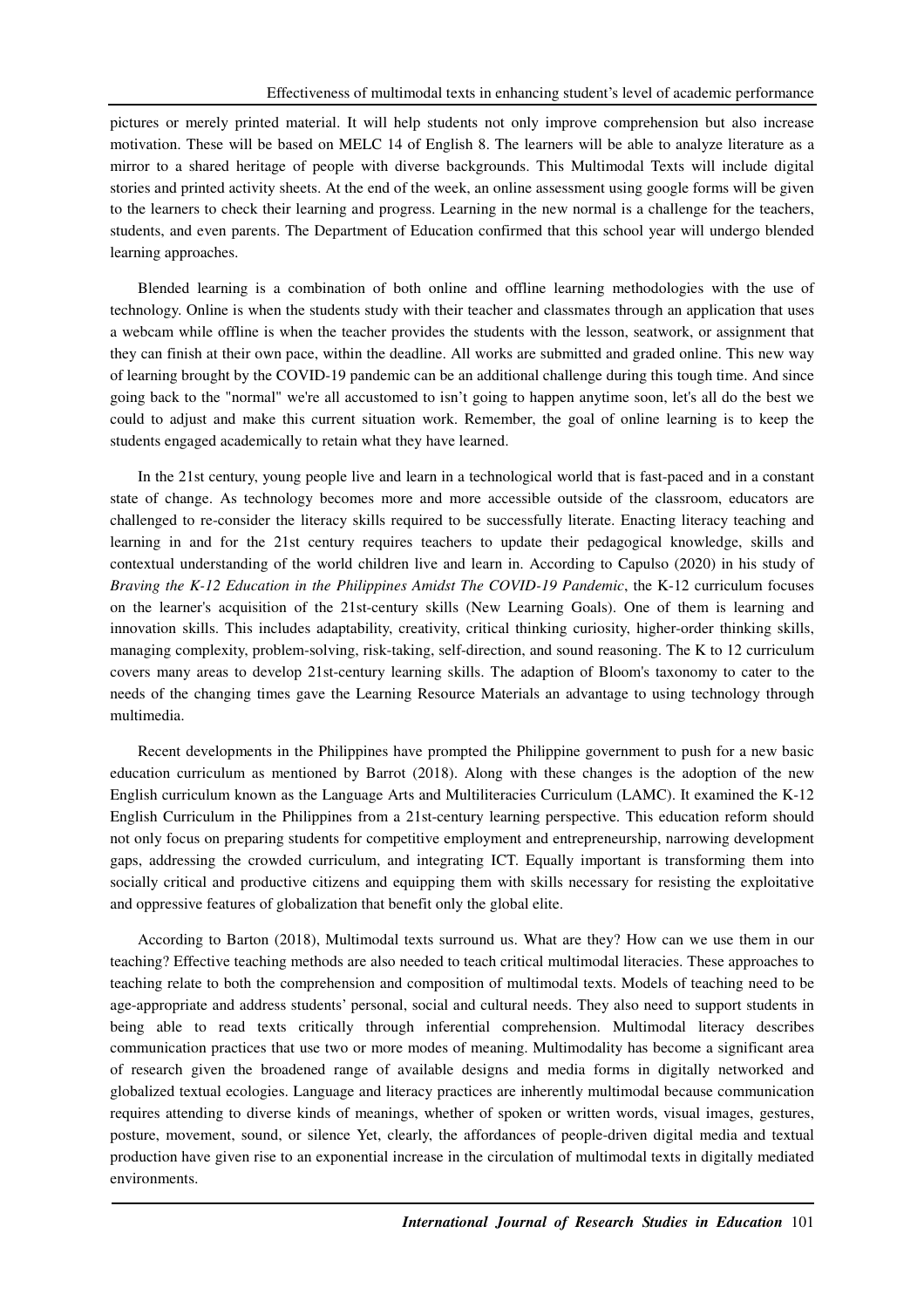pictures or merely printed material. It will help students not only improve comprehension but also increase motivation. These will be based on MELC 14 of English 8. The learners will be able to analyze literature as a mirror to a shared heritage of people with diverse backgrounds. This Multimodal Texts will include digital stories and printed activity sheets. At the end of the week, an online assessment using google forms will be given to the learners to check their learning and progress. Learning in the new normal is a challenge for the teachers, students, and even parents. The Department of Education confirmed that this school year will undergo blended learning approaches.

Blended learning is a combination of both online and offline learning methodologies with the use of technology. Online is when the students study with their teacher and classmates through an application that uses a webcam while offline is when the teacher provides the students with the lesson, seatwork, or assignment that they can finish at their own pace, within the deadline. All works are submitted and graded online. This new way of learning brought by the COVID-19 pandemic can be an additional challenge during this tough time. And since going back to the "normal" we're all accustomed to isn't going to happen anytime soon, let's all do the best we could to adjust and make this current situation work. Remember, the goal of online learning is to keep the students engaged academically to retain what they have learned.

In the 21st century, young people live and learn in a technological world that is fast-paced and in a constant state of change. As technology becomes more and more accessible outside of the classroom, educators are challenged to re-consider the literacy skills required to be successfully literate. Enacting literacy teaching and learning in and for the 21st century requires teachers to update their pedagogical knowledge, skills and contextual understanding of the world children live and learn in. According to Capulso (2020) in his study of *Braving the K-12 Education in the Philippines Amidst The COVID-19 Pandemic*, the K-12 curriculum focuses on the learner's acquisition of the 21st-century skills (New Learning Goals). One of them is learning and innovation skills. This includes adaptability, creativity, critical thinking curiosity, higher-order thinking skills, managing complexity, problem-solving, risk-taking, self-direction, and sound reasoning. The K to 12 curriculum covers many areas to develop 21st-century learning skills. The adaption of Bloom's taxonomy to cater to the needs of the changing times gave the Learning Resource Materials an advantage to using technology through multimedia.

Recent developments in the Philippines have prompted the Philippine government to push for a new basic education curriculum as mentioned by Barrot (2018). Along with these changes is the adoption of the new English curriculum known as the Language Arts and Multiliteracies Curriculum (LAMC). It examined the K-12 English Curriculum in the Philippines from a 21st-century learning perspective. This education reform should not only focus on preparing students for competitive employment and entrepreneurship, narrowing development gaps, addressing the crowded curriculum, and integrating ICT. Equally important is transforming them into socially critical and productive citizens and equipping them with skills necessary for resisting the exploitative and oppressive features of globalization that benefit only the global elite.

According to Barton (2018), Multimodal texts surround us. What are they? How can we use them in our teaching? Effective teaching methods are also needed to teach critical multimodal literacies. These approaches to teaching relate to both the comprehension and composition of multimodal texts. Models of teaching need to be age-appropriate and address students' personal, social and cultural needs. They also need to support students in being able to read texts critically through inferential comprehension. Multimodal literacy describes communication practices that use two or more modes of meaning. Multimodality has become a significant area of research given the broadened range of available designs and media forms in digitally networked and globalized textual ecologies. Language and literacy practices are inherently multimodal because communication requires attending to diverse kinds of meanings, whether of spoken or written words, visual images, gestures, posture, movement, sound, or silence Yet, clearly, the affordances of people-driven digital media and textual production have given rise to an exponential increase in the circulation of multimodal texts in digitally mediated environments.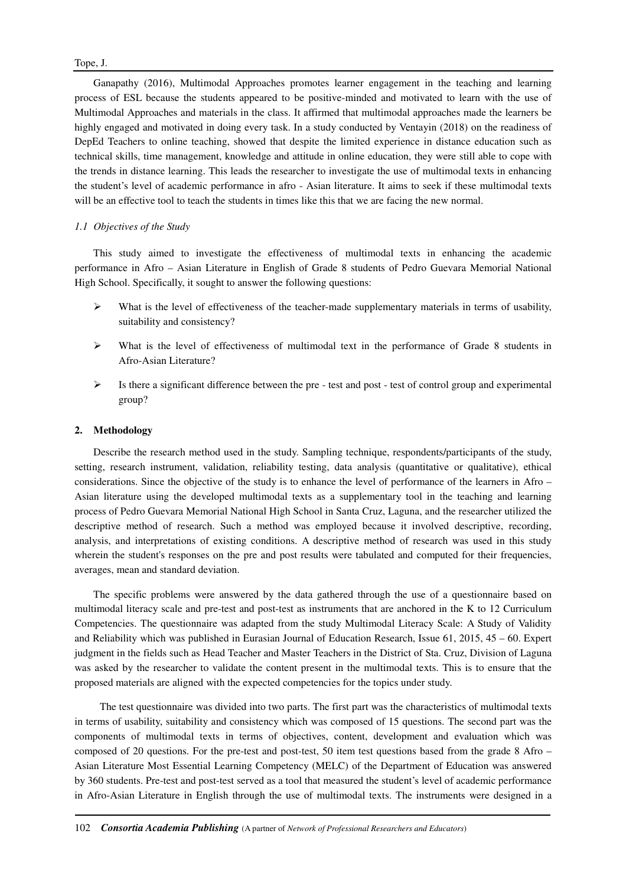Ganapathy (2016), Multimodal Approaches promotes learner engagement in the teaching and learning process of ESL because the students appeared to be positive-minded and motivated to learn with the use of Multimodal Approaches and materials in the class. It affirmed that multimodal approaches made the learners be highly engaged and motivated in doing every task. In a study conducted by Ventayin (2018) on the readiness of DepEd Teachers to online teaching, showed that despite the limited experience in distance education such as technical skills, time management, knowledge and attitude in online education, they were still able to cope with the trends in distance learning. This leads the researcher to investigate the use of multimodal texts in enhancing the student's level of academic performance in afro - Asian literature. It aims to seek if these multimodal texts will be an effective tool to teach the students in times like this that we are facing the new normal.

### *1.1 Objectives of the Study*

This study aimed to investigate the effectiveness of multimodal texts in enhancing the academic performance in Afro – Asian Literature in English of Grade 8 students of Pedro Guevara Memorial National High School. Specifically, it sought to answer the following questions:

- What is the level of effectiveness of the teacher-made supplementary materials in terms of usability, suitability and consistency?
- What is the level of effectiveness of multimodal text in the performance of Grade 8 students in Afro-Asian Literature?
- Is there a significant difference between the pre - test and post - test of control group and experimental group?

## 2. Methodology

Describe the research method used in the study. Sampling technique, respondents/participants of the study, setting, research instrument, validation, reliability testing, data analysis (quantitative or qualitative), ethical considerations. Since the objective of the study is to enhance the level of performance of the learners in Afro – Asian literature using the developed multimodal texts as a supplementary tool in the teaching and learning process of Pedro Guevara Memorial National High School in Santa Cruz, Laguna, and the researcher utilized the descriptive method of research. Such a method was employed because it involved descriptive, recording, analysis, and interpretations of existing conditions. A descriptive method of research was used in this study wherein the student's responses on the pre and post results were tabulated and computed for their frequencies, averages, mean and standard deviation.

The specific problems were answered by the data gathered through the use of a questionnaire based on multimodal literacy scale and pre-test and post-test as instruments that are anchored in the K to 12 Curriculum Competencies. The questionnaire was adapted from the study Multimodal Literacy Scale: A Study of Validity and Reliability which was published in Eurasian Journal of Education Research, Issue 61, 2015, 45 – 60. Expert judgment in the fields such as Head Teacher and Master Teachers in the District of Sta. Cruz, Division of Laguna was asked by the researcher to validate the content present in the multimodal texts. This is to ensure that the proposed materials are aligned with the expected competencies for the topics under study.

The test questionnaire was divided into two parts. The first part was the characteristics of multimodal texts in terms of usability, suitability and consistency which was composed of 15 questions. The second part was the components of multimodal texts in terms of objectives, content, development and evaluation which was composed of 20 questions. For the pre-test and post-test, 50 item test questions based from the grade 8 Afro – Asian Literature Most Essential Learning Competency (MELC) of the Department of Education was answered by 360 students. Pre-test and post-test served as a tool that measured the student's level of academic performance in Afro-Asian Literature in English through the use of multimodal texts. The instruments were designed in a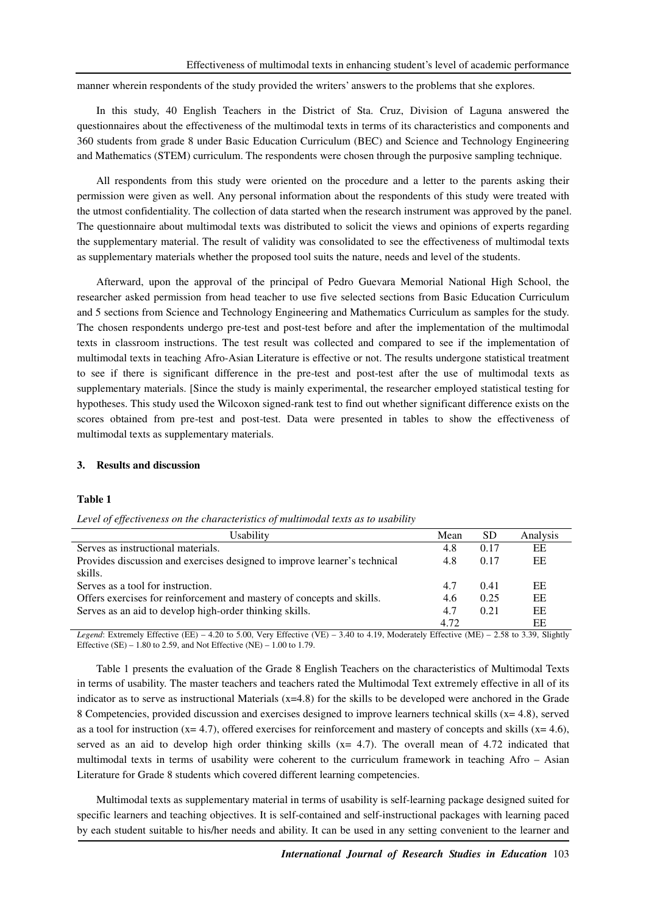manner wherein respondents of the study provided the writers' answers to the problems that she explores.

In this study, 40 English Teachers in the District of Sta. Cruz, Division of Laguna answered the questionnaires about the effectiveness of the multimodal texts in terms of its characteristics and components and 360 students from grade 8 under Basic Education Curriculum (BEC) and Science and Technology Engineering and Mathematics (STEM) curriculum. The respondents were chosen through the purposive sampling technique.

All respondents from this study were oriented on the procedure and a letter to the parents asking their permission were given as well. Any personal information about the respondents of this study were treated with the utmost confidentiality. The collection of data started when the research instrument was approved by the panel. The questionnaire about multimodal texts was distributed to solicit the views and opinions of experts regarding the supplementary material. The result of validity was consolidated to see the effectiveness of multimodal texts as supplementary materials whether the proposed tool suits the nature, needs and level of the students.

Afterward, upon the approval of the principal of Pedro Guevara Memorial National High School, the researcher asked permission from head teacher to use five selected sections from Basic Education Curriculum and 5 sections from Science and Technology Engineering and Mathematics Curriculum as samples for the study. The chosen respondents undergo pre-test and post-test before and after the implementation of the multimodal texts in classroom instructions. The test result was collected and compared to see if the implementation of multimodal texts in teaching Afro-Asian Literature is effective or not. The results undergone statistical treatment to see if there is significant difference in the pre-test and post-test after the use of multimodal texts as supplementary materials. [Since the study is mainly experimental, the researcher employed statistical testing for hypotheses. This study used the Wilcoxon signed-rank test to find out whether significant difference exists on the scores obtained from pre-test and post-test. Data were presented in tables to show the effectiveness of multimodal texts as supplementary materials.

## 3. Results and discussion

**Table 1**

*Level of effectiveness on the characteristics of multimodal texts as to usability*

| Usability | Mean | SD | Analysis |
|---|---|---|---|
| Serves as instructional materials. | 4.8 | 0.17 | EE |
| Provides discussion and exercises designed to improve learner's technical skills. | 4.8 | 0.17 | EE |
| Serves as a tool for instruction. | 4.7 | 0.41 | EE |
| Offers exercises for reinforcement and mastery of concepts and skills. | 4.6 | 0.25 | EE |
| Serves as an aid to develop high-order thinking skills. | 4.7 | 0.21 | EE |
| | 4.72 | | EE |

*Legend*: Extremely Effective (EE) – 4.20 to 5.00, Very Effective (VE) – 3.40 to 4.19, Moderately Effective (ME) – 2.58 to 3.39, Slightly Effective (SE) – 1.80 to 2.59, and Not Effective (NE) – 1.00 to 1.79.

Table 1 presents the evaluation of the Grade 8 English Teachers on the characteristics of Multimodal Texts in terms of usability. The master teachers and teachers rated the Multimodal Text extremely effective in all of its indicator as to serve as instructional Materials (x=4.8) for the skills to be developed were anchored in the Grade 8 Competencies, provided discussion and exercises designed to improve learners technical skills (x= 4.8), served as a tool for instruction (x= 4.7), offered exercises for reinforcement and mastery of concepts and skills (x= 4.6), served as an aid to develop high order thinking skills (x= 4.7). The overall mean of 4.72 indicated that multimodal texts in terms of usability were coherent to the curriculum framework in teaching Afro – Asian Literature for Grade 8 students which covered different learning competencies.

Multimodal texts as supplementary material in terms of usability is self-learning package designed suited for specific learners and teaching objectives. It is self-contained and self-instructional packages with learning paced by each student suitable to his/her needs and ability. It can be used in any setting convenient to the learner and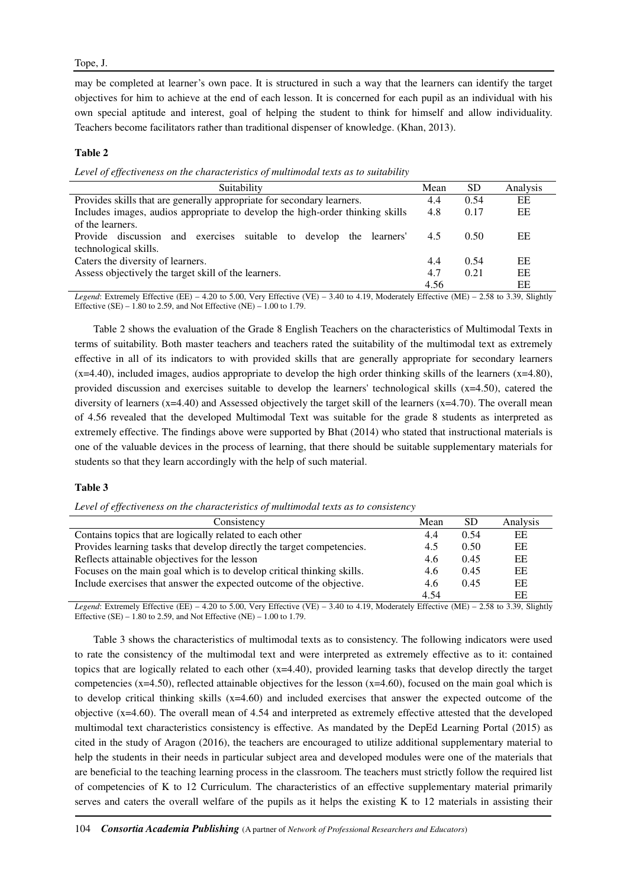may be completed at learner's own pace. It is structured in such a way that the learners can identify the target objectives for him to achieve at the end of each lesson. It is concerned for each pupil as an individual with his own special aptitude and interest, goal of helping the student to think for himself and allow individuality. Teachers become facilitators rather than traditional dispenser of knowledge. (Khan, 2013).

**Table 2**

*Level of effectiveness on the characteristics of multimodal texts as to suitability*

| Suitability | Mean | SD | Analysis |
|---|---|---|---|
| Provides skills that are generally appropriate for secondary learners. | 4.4 | 0.54 | EE |
| Includes images, audios appropriate to develop the high-order thinking skills of the learners. | 4.8 | 0.17 | EE |
| Provide discussion and exercises suitable to develop the learners' technological skills. | 4.5 | 0.50 | EE |
| Caters the diversity of learners. | 4.4 | 0.54 | EE |
| Assess objectively the target skill of the learners. | 4.7 | 0.21 | EE |
| | 4.56 | | EE |

*Legend*: Extremely Effective (EE) – 4.20 to 5.00, Very Effective (VE) – 3.40 to 4.19, Moderately Effective (ME) – 2.58 to 3.39, Slightly Effective (SE) – 1.80 to 2.59, and Not Effective (NE) – 1.00 to 1.79.

Table 2 shows the evaluation of the Grade 8 English Teachers on the characteristics of Multimodal Texts in terms of suitability. Both master teachers and teachers rated the suitability of the multimodal text as extremely effective in all of its indicators to with provided skills that are generally appropriate for secondary learners (x=4.40), included images, audios appropriate to develop the high order thinking skills of the learners (x=4.80), provided discussion and exercises suitable to develop the learners' technological skills (x=4.50), catered the diversity of learners (x=4.40) and Assessed objectively the target skill of the learners (x=4.70). The overall mean of 4.56 revealed that the developed Multimodal Text was suitable for the grade 8 students as interpreted as extremely effective. The findings above were supported by Bhat (2014) who stated that instructional materials is one of the valuable devices in the process of learning, that there should be suitable supplementary materials for students so that they learn accordingly with the help of such material.

**Table 3**

*Level of effectiveness on the characteristics of multimodal texts as to consistency*

| Consistency | Mean | SD | Analysis |
|---|---|---|---|
| Contains topics that are logically related to each other | 4.4 | 0.54 | EE |
| Provides learning tasks that develop directly the target competencies. | 4.5 | 0.50 | EE |
| Reflects attainable objectives for the lesson | 4.6 | 0.45 | EE |
| Focuses on the main goal which is to develop critical thinking skills. | 4.6 | 0.45 | EE |
| Include exercises that answer the expected outcome of the objective. | 4.6 | 0.45 | EE |
| | 4.54 | | EE |

*Legend*: Extremely Effective (EE) – 4.20 to 5.00, Very Effective (VE) – 3.40 to 4.19, Moderately Effective (ME) – 2.58 to 3.39, Slightly Effective (SE) – 1.80 to 2.59, and Not Effective (NE) – 1.00 to 1.79.

Table 3 shows the characteristics of multimodal texts as to consistency. The following indicators were used to rate the consistency of the multimodal text and were interpreted as extremely effective as to it: contained topics that are logically related to each other (x=4.40), provided learning tasks that develop directly the target competencies (x=4.50), reflected attainable objectives for the lesson (x=4.60), focused on the main goal which is to develop critical thinking skills (x=4.60) and included exercises that answer the expected outcome of the objective (x=4.60). The overall mean of 4.54 and interpreted as extremely effective attested that the developed multimodal text characteristics consistency is effective. As mandated by the DepEd Learning Portal (2015) as cited in the study of Aragon (2016), the teachers are encouraged to utilize additional supplementary material to help the students in their needs in particular subject area and developed modules were one of the materials that are beneficial to the teaching learning process in the classroom. The teachers must strictly follow the required list of competencies of K to 12 Curriculum. The characteristics of an effective supplementary material primarily serves and caters the overall welfare of the pupils as it helps the existing K to 12 materials in assisting their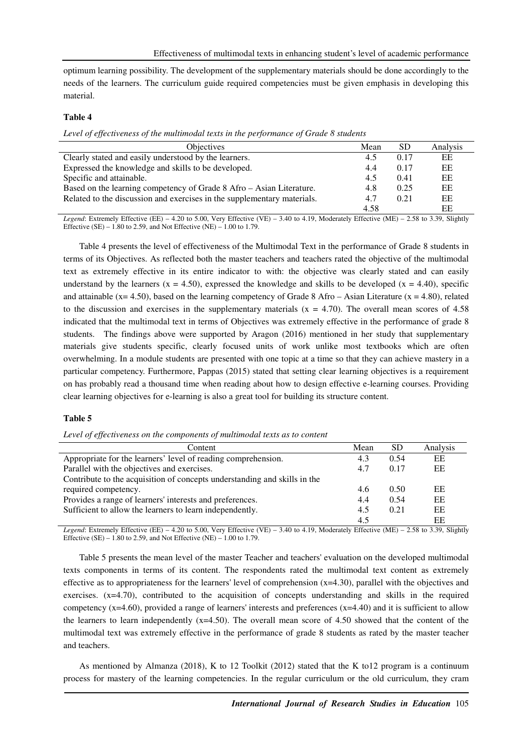optimum learning possibility. The development of the supplementary materials should be done accordingly to the needs of the learners. The curriculum guide required competencies must be given emphasis in developing this material.

**Table 4**

*Level of effectiveness of the multimodal texts in the performance of Grade 8 students*

| Objectives | Mean | SD | Analysis |
|---|---|---|---|
| Clearly stated and easily understood by the learners. | 4.5 | 0.17 | EE |
| Expressed the knowledge and skills to be developed. | 4.4 | 0.17 | EE |
| Specific and attainable. | 4.5 | 0.41 | EE |
| Based on the learning competency of Grade 8 Afro – Asian Literature. | 4.8 | 0.25 | EE |
| Related to the discussion and exercises in the supplementary materials. | 4.7 | 0.21 | EE |
| | 4.58 | | EE |

*Legend*: Extremely Effective (EE) – 4.20 to 5.00, Very Effective (VE) – 3.40 to 4.19, Moderately Effective (ME) – 2.58 to 3.39, Slightly Effective (SE) – 1.80 to 2.59, and Not Effective (NE) – 1.00 to 1.79.

Table 4 presents the level of effectiveness of the Multimodal Text in the performance of Grade 8 students in terms of its Objectives. As reflected both the master teachers and teachers rated the objective of the multimodal text as extremely effective in its entire indicator to with: the objective was clearly stated and can easily understand by the learners (x = 4.50), expressed the knowledge and skills to be developed (x = 4.40), specific and attainable (x= 4.50), based on the learning competency of Grade 8 Afro – Asian Literature (x = 4.80), related to the discussion and exercises in the supplementary materials (x = 4.70). The overall mean scores of 4.58 indicated that the multimodal text in terms of Objectives was extremely effective in the performance of grade 8 students. The findings above were supported by Aragon (2016) mentioned in her study that supplementary materials give students specific, clearly focused units of work unlike most textbooks which are often overwhelming. In a module students are presented with one topic at a time so that they can achieve mastery in a particular competency. Furthermore, Pappas (2015) stated that setting clear learning objectives is a requirement on has probably read a thousand time when reading about how to design effective e-learning courses. Providing clear learning objectives for e-learning is also a great tool for building its structure content.

**Table 5**

*Level of effectiveness on the components of multimodal texts as to content*

| Content | Mean | SD | Analysis |
|---|---|---|---|
| Appropriate for the learners' level of reading comprehension. | 4.3 | 0.54 | EE |
| Parallel with the objectives and exercises. | 4.7 | 0.17 | EE |
| Contribute to the acquisition of concepts understanding and skills in the required competency. | 4.6 | 0.50 | EE |
| Provides a range of learners' interests and preferences. | 4.4 | 0.54 | EE |
| Sufficient to allow the learners to learn independently. | 4.5 | 0.21 | EE |
| | 4.5 | | EE |

*Legend*: Extremely Effective (EE) – 4.20 to 5.00, Very Effective (VE) – 3.40 to 4.19, Moderately Effective (ME) – 2.58 to 3.39, Slightly Effective (SE) – 1.80 to 2.59, and Not Effective (NE) – 1.00 to 1.79.

Table 5 presents the mean level of the master Teacher and teachers' evaluation on the developed multimodal texts components in terms of its content. The respondents rated the multimodal text content as extremely effective as to appropriateness for the learners' level of comprehension (x=4.30), parallel with the objectives and exercises. (x=4.70), contributed to the acquisition of concepts understanding and skills in the required competency (x=4.60), provided a range of learners' interests and preferences (x=4.40) and it is sufficient to allow the learners to learn independently (x=4.50). The overall mean score of 4.50 showed that the content of the multimodal text was extremely effective in the performance of grade 8 students as rated by the master teacher and teachers.

As mentioned by Almanza (2018), K to 12 Toolkit (2012) stated that the K to12 program is a continuum process for mastery of the learning competencies. In the regular curriculum or the old curriculum, they cram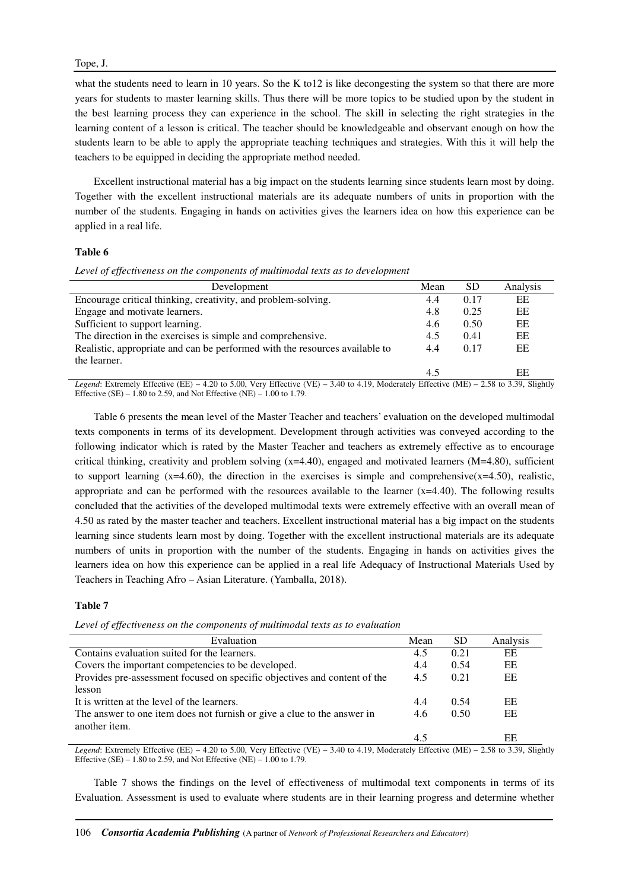what the students need to learn in 10 years. So the K to12 is like decongesting the system so that there are more years for students to master learning skills. Thus there will be more topics to be studied upon by the student in the best learning process they can experience in the school. The skill in selecting the right strategies in the learning content of a lesson is critical. The teacher should be knowledgeable and observant enough on how the students learn to be able to apply the appropriate teaching techniques and strategies. With this it will help the teachers to be equipped in deciding the appropriate method needed.

Excellent instructional material has a big impact on the students learning since students learn most by doing. Together with the excellent instructional materials are its adequate numbers of units in proportion with the number of the students. Engaging in hands on activities gives the learners idea on how this experience can be applied in a real life.

**Table 6**

*Level of effectiveness on the components of multimodal texts as to development*

| Development | Mean | SD | Analysis |
|---|---|---|---|
| Encourage critical thinking, creativity, and problem-solving. | 4.4 | 0.17 | EE |
| Engage and motivate learners. | 4.8 | 0.25 | EE |
| Sufficient to support learning. | 4.6 | 0.50 | EE |
| The direction in the exercises is simple and comprehensive. | 4.5 | 0.41 | EE |
| Realistic, appropriate and can be performed with the resources available to the learner. | 4.4 | 0.17 | EE |
| | 4.5 | | EE |

*Legend*: Extremely Effective (EE) – 4.20 to 5.00, Very Effective (VE) – 3.40 to 4.19, Moderately Effective (ME) – 2.58 to 3.39, Slightly Effective (SE) – 1.80 to 2.59, and Not Effective (NE) – 1.00 to 1.79.

Table 6 presents the mean level of the Master Teacher and teachers' evaluation on the developed multimodal texts components in terms of its development. Development through activities was conveyed according to the following indicator which is rated by the Master Teacher and teachers as extremely effective as to encourage critical thinking, creativity and problem solving (x=4.40), engaged and motivated learners (M=4.80), sufficient to support learning (x=4.60), the direction in the exercises is simple and comprehensive(x=4.50), realistic, appropriate and can be performed with the resources available to the learner (x=4.40). The following results concluded that the activities of the developed multimodal texts were extremely effective with an overall mean of 4.50 as rated by the master teacher and teachers. Excellent instructional material has a big impact on the students learning since students learn most by doing. Together with the excellent instructional materials are its adequate numbers of units in proportion with the number of the students. Engaging in hands on activities gives the learners idea on how this experience can be applied in a real life Adequacy of Instructional Materials Used by Teachers in Teaching Afro – Asian Literature. (Yamballa, 2018).

**Table 7**

*Level of effectiveness on the components of multimodal texts as to evaluation*

| Evaluation | Mean | SD | Analysis |
|---|---|---|---|
| Contains evaluation suited for the learners. | 4.5 | 0.21 | EE |
| Covers the important competencies to be developed. | 4.4 | 0.54 | EE |
| Provides pre-assessment focused on specific objectives and content of the lesson | 4.5 | 0.21 | EE |
| It is written at the level of the learners. | 4.4 | 0.54 | EE |
| The answer to one item does not furnish or give a clue to the answer in another item. | 4.6 | 0.50 | EE |
| | 4.5 | | EE |

*Legend*: Extremely Effective (EE) – 4.20 to 5.00, Very Effective (VE) – 3.40 to 4.19, Moderately Effective (ME) – 2.58 to 3.39, Slightly Effective (SE) – 1.80 to 2.59, and Not Effective (NE) – 1.00 to 1.79.

Table 7 shows the findings on the level of effectiveness of multimodal text components in terms of its Evaluation. Assessment is used to evaluate where students are in their learning progress and determine whether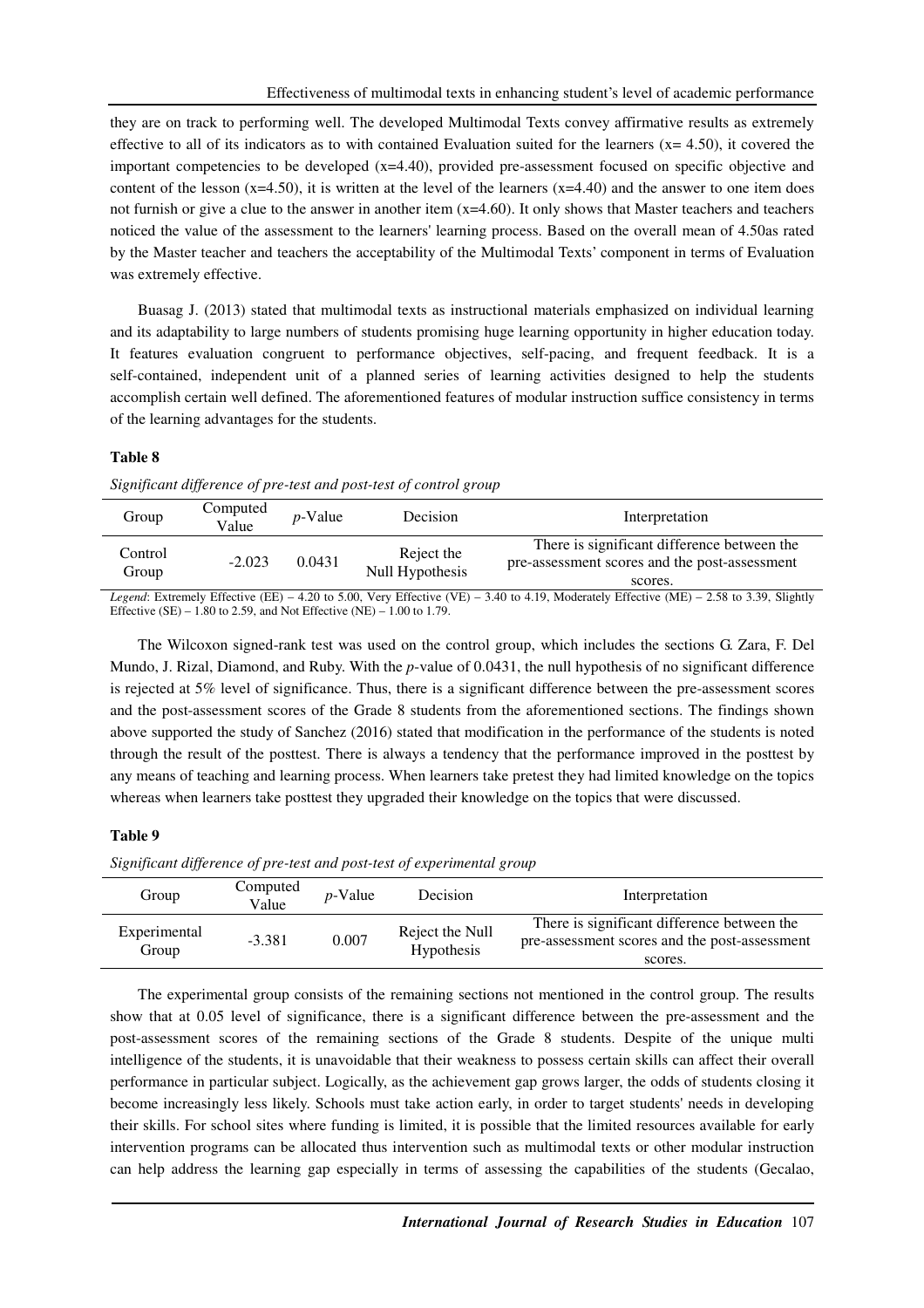they are on track to performing well. The developed Multimodal Texts convey affirmative results as extremely effective to all of its indicators as to with contained Evaluation suited for the learners ($x = 4.50$), it covered the important competencies to be developed ($x=4.40$), provided pre-assessment focused on specific objective and content of the lesson ($x=4.50$), it is written at the level of the learners ($x=4.40$) and the answer to one item does not furnish or give a clue to the answer in another item ($x=4.60$). It only shows that Master teachers and teachers noticed the value of the assessment to the learners' learning process. Based on the overall mean of 4.50as rated by the Master teacher and teachers the acceptability of the Multimodal Texts' component in terms of Evaluation was extremely effective.

Buasag J. (2013) stated that multimodal texts as instructional materials emphasized on individual learning and its adaptability to large numbers of students promising huge learning opportunity in higher education today. It features evaluation congruent to performance objectives, self-pacing, and frequent feedback. It is a self-contained, independent unit of a planned series of learning activities designed to help the students accomplish certain well defined. The aforementioned features of modular instruction suffice consistency in terms of the learning advantages for the students.

**Table 8**

*Significant difference of pre-test and post-test of control group*

| Group | Computed Value | *p*-Value | Decision | Interpretation |
|---|---|---|---|---|
| Control Group | -2.023 | 0.0431 | Reject the Null Hypothesis | There is significant difference between the pre-assessment scores and the post-assessment scores. |

*Legend*: Extremely Effective (EE) – 4.20 to 5.00, Very Effective (VE) – 3.40 to 4.19, Moderately Effective (ME) – 2.58 to 3.39, Slightly Effective (SE) – 1.80 to 2.59, and Not Effective (NE) – 1.00 to 1.79.

The Wilcoxon signed-rank test was used on the control group, which includes the sections G. Zara, F. Del Mundo, J. Rizal, Diamond, and Ruby. With the *p*-value of 0.0431, the null hypothesis of no significant difference is rejected at 5% level of significance. Thus, there is a significant difference between the pre-assessment scores and the post-assessment scores of the Grade 8 students from the aforementioned sections. The findings shown above supported the study of Sanchez (2016) stated that modification in the performance of the students is noted through the result of the posttest. There is always a tendency that the performance improved in the posttest by any means of teaching and learning process. When learners take pretest they had limited knowledge on the topics whereas when learners take posttest they upgraded their knowledge on the topics that were discussed.

**Table 9**

*Significant difference of pre-test and post-test of experimental group*

| Group | Computed Value | *p*-Value | Decision | Interpretation |
|---|---|---|---|---|
| Experimental Group | -3.381 | 0.007 | Reject the Null Hypothesis | There is significant difference between the pre-assessment scores and the post-assessment scores. |

The experimental group consists of the remaining sections not mentioned in the control group. The results show that at 0.05 level of significance, there is a significant difference between the pre-assessment and the post-assessment scores of the remaining sections of the Grade 8 students. Despite of the unique multi intelligence of the students, it is unavoidable that their weakness to possess certain skills can affect their overall performance in particular subject. Logically, as the achievement gap grows larger, the odds of students closing it become increasingly less likely. Schools must take action early, in order to target students' needs in developing their skills. For school sites where funding is limited, it is possible that the limited resources available for early intervention programs can be allocated thus intervention such as multimodal texts or other modular instruction can help address the learning gap especially in terms of assessing the capabilities of the students (Gecalao,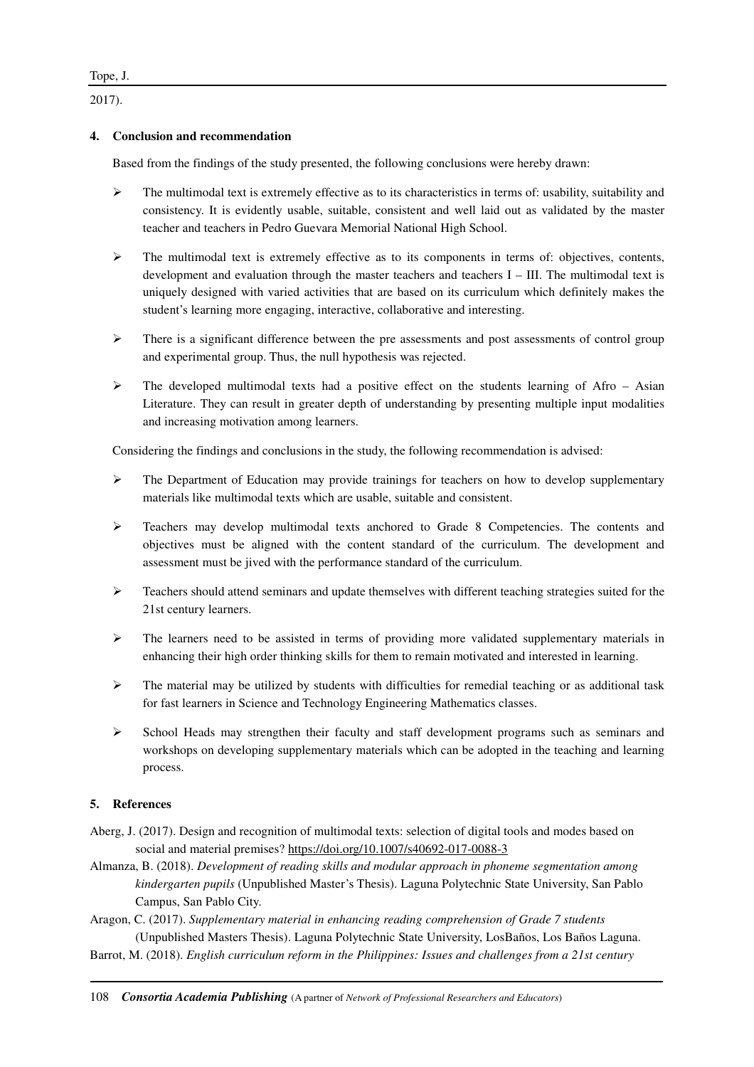2017).

## 4. Conclusion and recommendation

Based from the findings of the study presented, the following conclusions were hereby drawn:

- The multimodal text is extremely effective as to its characteristics in terms of: usability, suitability and consistency. It is evidently usable, suitable, consistent and well laid out as validated by the master teacher and teachers in Pedro Guevara Memorial National High School.
- The multimodal text is extremely effective as to its components in terms of: objectives, contents, development and evaluation through the master teachers and teachers I – III. The multimodal text is uniquely designed with varied activities that are based on its curriculum which definitely makes the student's learning more engaging, interactive, collaborative and interesting.
- There is a significant difference between the pre assessments and post assessments of control group and experimental group. Thus, the null hypothesis was rejected.
- The developed multimodal texts had a positive effect on the students learning of Afro – Asian Literature. They can result in greater depth of understanding by presenting multiple input modalities and increasing motivation among learners.

Considering the findings and conclusions in the study, the following recommendation is advised:

- The Department of Education may provide trainings for teachers on how to develop supplementary materials like multimodal texts which are usable, suitable and consistent.
- Teachers may develop multimodal texts anchored to Grade 8 Competencies. The contents and objectives must be aligned with the content standard of the curriculum. The development and assessment must be jived with the performance standard of the curriculum.
- Teachers should attend seminars and update themselves with different teaching strategies suited for the 21st century learners.
- The learners need to be assisted in terms of providing more validated supplementary materials in enhancing their high order thinking skills for them to remain motivated and interested in learning.
- The material may be utilized by students with difficulties for remedial teaching or as additional task for fast learners in Science and Technology Engineering Mathematics classes.
- School Heads may strengthen their faculty and staff development programs such as seminars and workshops on developing supplementary materials which can be adopted in the teaching and learning process.

## 5. References

Aberg, J. (2017). Design and recognition of multimodal texts: selection of digital tools and modes based on social and material premises? https://doi.org/10.1007/s40692-017-0088-3

Almanza, B. (2018). *Development of reading skills and modular approach in phoneme segmentation among kindergarten pupils* (Unpublished Master's Thesis). Laguna Polytechnic State University, San Pablo Campus, San Pablo City.

Aragon, C. (2017). *Supplementary material in enhancing reading comprehension of Grade 7 students* (Unpublished Masters Thesis). Laguna Polytechnic State University, LosBaños, Los Baños Laguna.

Barrot, M. (2018). *English curriculum reform in the Philippines: Issues and challenges from a 21st century*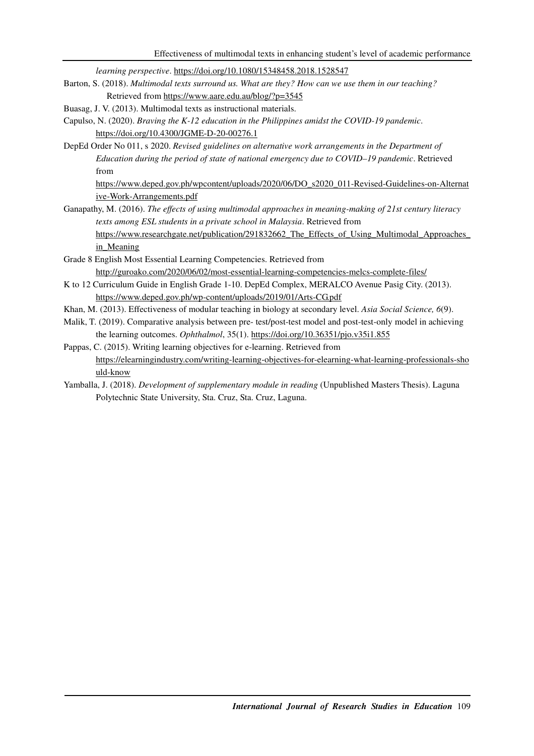*learning perspective*. https://doi.org/10.1080/15348458.2018.1528547

Barton, S. (2018). *Multimodal texts surround us. What are they? How can we use them in our teaching?* Retrieved from https://www.aare.edu.au/blog/?p=3545

Buasag, J. V. (2013). Multimodal texts as instructional materials.

Capulso, N. (2020). *Braving the K-12 education in the Philippines amidst the COVID-19 pandemic*. https://doi.org/10.4300/JGME-D-20-00276.1

DepEd Order No 011, s 2020. *Revised guidelines on alternative work arrangements in the Department of Education during the period of state of national emergency due to COVID–19 pandemic*. Retrieved from https://www.deped.gov.ph/wpcontent/uploads/2020/06/DO_s2020_011-Revised-Guidelines-on-Alternative-Work-Arrangements.pdf

Ganapathy, M. (2016). *The effects of using multimodal approaches in meaning-making of 21st century literacy texts among ESL students in a private school in Malaysia*. Retrieved from https://www.researchgate.net/publication/291832662_The_Effects_of_Using_Multimodal_Approaches_in_Meaning

Grade 8 English Most Essential Learning Competencies. Retrieved from http://guroako.com/2020/06/02/most-essential-learning-competencies-melcs-complete-files/

K to 12 Curriculum Guide in English Grade 1-10. DepEd Complex, MERALCO Avenue Pasig City. (2013). https://www.deped.gov.ph/wp-content/uploads/2019/01/Arts-CG.pdf

Khan, M. (2013). Effectiveness of modular teaching in biology at secondary level. *Asia Social Science, 6*(9).

Malik, T. (2019). Comparative analysis between pre- test/post-test model and post-test-only model in achieving the learning outcomes. *Ophthalmol*, 35(1). https://doi.org/10.36351/pjo.v35i1.855

Pappas, C. (2015). Writing learning objectives for e-learning. Retrieved from https://elearningindustry.com/writing-learning-objectives-for-elearning-what-learning-professionals-should-know

Yamballa, J. (2018). *Development of supplementary module in reading* (Unpublished Masters Thesis). Laguna Polytechnic State University, Sta. Cruz, Sta. Cruz, Laguna.